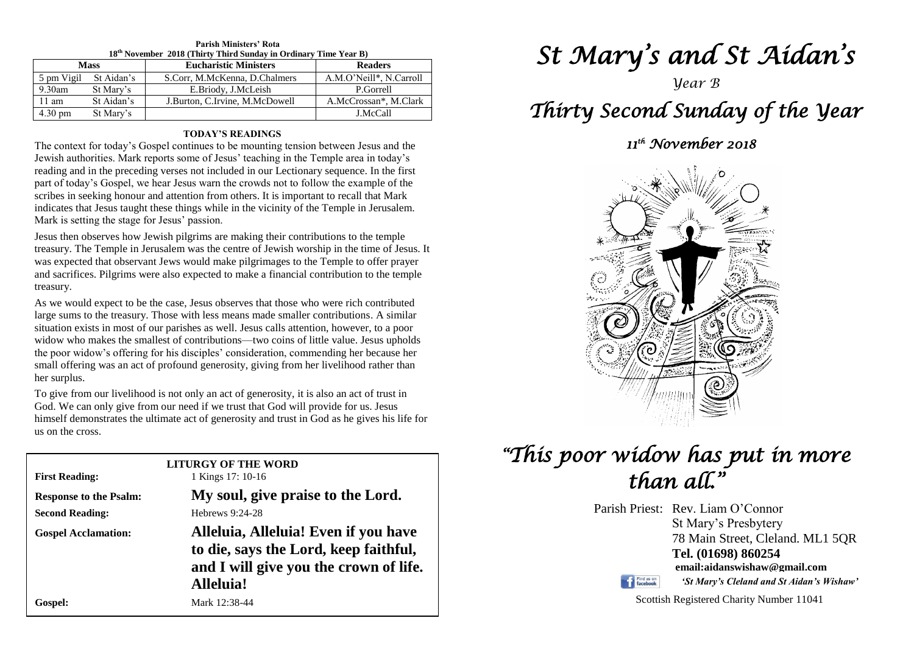**Parish Ministers' Rota**
**18th November 2018 (Thirty Third Sunday in Ordinary Time Year B)**

| Mass | | Eucharistic Ministers | Readers |
|---|---|---|---|
| 5 pm Vigil | St Aidan's | S.Corr, M.McKenna, D.Chalmers | A.M.O'Neill*, N.Carroll |
| 9.30am | St Mary's | E.Briody, J.McLeish | P.Gorrell |
| 11 am | St Aidan's | J.Burton, C.Irvine, M.McDowell | A.McCrossan*, M.Clark |
| 4.30 pm | St Mary's | | J.McCall |

**TODAY'S READINGS**

The context for today's Gospel continues to be mounting tension between Jesus and the Jewish authorities. Mark reports some of Jesus' teaching in the Temple area in today's reading and in the preceding verses not included in our Lectionary sequence. In the first part of today's Gospel, we hear Jesus warn the crowds not to follow the example of the scribes in seeking honour and attention from others. It is important to recall that Mark indicates that Jesus taught these things while in the vicinity of the Temple in Jerusalem. Mark is setting the stage for Jesus' passion.

Jesus then observes how Jewish pilgrims are making their contributions to the temple treasury. The Temple in Jerusalem was the centre of Jewish worship in the time of Jesus. It was expected that observant Jews would make pilgrimages to the Temple to offer prayer and sacrifices. Pilgrims were also expected to make a financial contribution to the temple treasury.

As we would expect to be the case, Jesus observes that those who were rich contributed large sums to the treasury. Those with less means made smaller contributions. A similar situation exists in most of our parishes as well. Jesus calls attention, however, to a poor widow who makes the smallest of contributions—two coins of little value. Jesus upholds the poor widow's offering for his disciples' consideration, commending her because her small offering was an act of profound generosity, giving from her livelihood rather than her surplus.

To give from our livelihood is not only an act of generosity, it is also an act of trust in God. We can only give from our need if we trust that God will provide for us. Jesus himself demonstrates the ultimate act of generosity and trust in God as he gives his life for us on the cross.

**LITURGY OF THE WORD**

**First Reading:** 1 Kings 17: 10-16

**Response to the Psalm:** **My soul, give praise to the Lord.**

**Second Reading:** Hebrews 9:24-28

**Gospel Acclamation:** **Alleluia, Alleluia! Even if you have to die, says the Lord, keep faithful, and I will give you the crown of life. Alleluia!**

**Gospel:** Mark 12:38-44

# *St Mary's and St Aidan's*

*Year B*

# *Thirty Second Sunday of the Year*

*11th November 2018*

## *"This poor widow has put in more than all."*

Parish Priest: Rev. Liam O'Connor
St Mary's Presbytery
78 Main Street, Cleland. ML1 5QR
**Tel. (01698) 860254**
**email:aidanswishaw@gmail.com**
*'St Mary's Cleland and St Aidan's Wishaw'*

Scottish Registered Charity Number 11041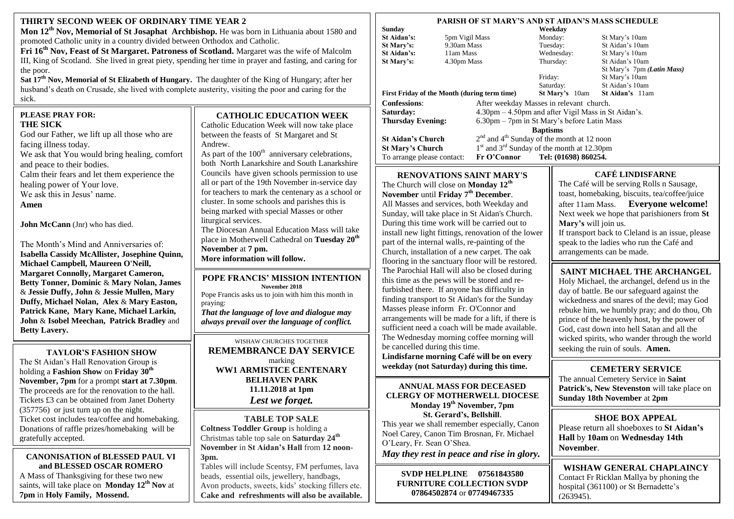## THIRTY SECOND WEEK OF ORDINARY TIME YEAR 2

**Mon 12th Nov, Memorial of St Josaphat Archbishop.** He was born in Lithuania about 1580 and promoted Catholic unity in a country divided between Orthodox and Catholic.

**Fri 16th Nov, Feast of St Margaret. Patroness of Scotland.** Margaret was the wife of Malcolm III, King of Scotland. She lived in great piety, spending her time in prayer and fasting, and caring for the poor.

**Sat 17th Nov, Memorial of St Elizabeth of Hungary.** The daughter of the King of Hungary; after her husband's death on Crusade, she lived with complete austerity, visiting the poor and caring for the sick.

### PLEASE PRAY FOR:

**THE SICK**

God our Father, we lift up all those who are facing illness today.
We ask that You would bring healing, comfort and peace to their bodies.
Calm their fears and let them experience the healing power of Your love.
We ask this in Jesus' name.
**Amen**

**John McCann** (Jnr) who has died.

The Month's Mind and Anniversaries of: **Isabella Cassidy McAllister, Josephine Quinn, Michael Campbell, Maureen O'Neill, Margaret Connolly, Margaret Cameron, Betty Tonner, Dominic** & **Mary Nolan, James** & **Jessie Duffy, John** & **Jessie Mullen, Mary Duffy, Michael Nolan, Alex** & **Mary Easton, Patrick Kane, Mary Kane, Michael Larkin, John** & **Isobel Meechan, Patrick Bradley** and **Betty Lavery.**

### TAYLOR'S FASHION SHOW

The St Aidan's Hall Renovation Group is holding a **Fashion Show** on **Friday 30th November, 7pm** for a prompt **start at 7.30pm**. The proceeds are for the renovation to the hall. Tickets £3 can be obtained from Janet Doherty (357756) or just turn up on the night.
Ticket cost includes tea/coffee and homebaking. Donations of raffle prizes/homebaking will be gratefully accepted.

### CANONISATION of BLESSED PAUL VI and BLESSED OSCAR ROMERO

A Mass of Thanksgiving for these two new saints, will take place on **Monday 12th Nov** at **7pm** in **Holy Family, Mossend.**

### CATHOLIC EDUCATION WEEK

Catholic Education Week will now take place between the feasts of St Margaret and St Andrew.
As part of the 100th anniversary celebrations, both North Lanarkshire and South Lanarkshire Councils have given schools permission to use all or part of the 19th November in-service day for teachers to mark the centenary as a school or cluster. In some schools and parishes this is being marked with special Masses or other liturgical services.
The Diocesan Annual Education Mass will take place in Motherwell Cathedral on **Tuesday 20th November** at **7 pm.**
**More information will follow.**

### POPE FRANCIS' MISSION INTENTION

**November 2018**

Pope Francis asks us to join with him this month in praying:
***That the language of love and dialogue may always prevail over the language of conflict.***

WISHAW CHURCHES TOGETHER

**REMEMBRANCE DAY SERVICE**
marking
**WW1 ARMISTICE CENTENARY**
**BELHAVEN PARK**
**11.11.2018 at 1pm**
***Lest we forget.***

### TABLE TOP SALE

**Coltness Toddler Group** is holding a Christmas table top sale on **Saturday 24th November** in **St Aidan's Hall** from **12 noon-3pm.**
Tables will include Scentsy, FM perfumes, lava beads, essential oils, jewellery, handbags, Avon products, sweets, kids' stocking fillers etc. **Cake and refreshments will also be available.**

### PARISH OF ST MARY'S AND ST AIDAN'S MASS SCHEDULE

| Sunday | | Weekday | |
|---|---|---|---|
| St Aidan's: | 5pm Vigil Mass | Monday: | St Mary's 10am |
| St Mary's: | 9.30am Mass | Tuesday: | St Aidan's 10am |
| St Aidan's: | 11am Mass | Wednesday: | St Mary's 10am |
| St Mary's: | 4.30pm Mass | Thursday: | St Aidan's 10am; St Mary's 7pm *(Latin Mass)* |
| | | Friday: | St Mary's 10am |
| | | Saturday: | St Aidan's 10am |

**First Friday of the Month (during term time)** **St Mary's** 10am **St Aidan's** 11am

**Confessions**: After weekday Masses in relevant church.
**Saturday:** 4.30pm – 4.50pm and after Vigil Mass in St Aidan's.
**Thursday Evening:** 6.30pm – 7pm in St Mary's before Latin Mass

**Baptisms**

**St Aidan's Church** 2nd and 4th Sunday of the month at 12 noon
**St Mary's Church** 1st and 3rd Sunday of the month at 12.30pm
To arrange please contact: **Fr O'Connor Tel: (01698) 860254.**

### RENOVATIONS SAINT MARY'S

The Church will close on **Monday 12th November** until **Friday 7th December**.
All Masses and services, both Weekday and Sunday, will take place in St Aidan's Church. During this time work will be carried out to install new light fittings, renovation of the lower part of the internal walls, re-painting of the Church, installation of a new carpet. The oak flooring in the sanctuary floor will be restored. The Parochial Hall will also be closed during this time as the pews will be stored and re-furbished there. If anyone has difficulty in finding transport to St Aidan's for the Sunday Masses please inform Fr. O'Connor and arrangements will be made for a lift, if there is sufficient need a coach will be made available. The Wednesday morning coffee morning will be cancelled during this time.
**Lindisfarne morning Café will be on every weekday (not Saturday) during this time.**

### ANNUAL MASS FOR DECEASED CLERGY OF MOTHERWELL DIOCESE

**Monday 19th November, 7pm**
**St. Gerard's, Bellshill**.

This year we shall remember especially, Canon Noel Carey, Canon Tim Brosnan, Fr. Michael O'Leary, Fr. Sean O'Shea.
***May they rest in peace and rise in glory.***

**SVDP HELPLINE 07561843580**
**FURNITURE COLLECTION SVDP 07864502874** or **07749467335**

### CAFÉ LINDISFARNE

The Café will be serving Rolls n Sausage, toast, homebaking, biscuits, tea/coffee/juice after 11am Mass. **Everyone welcome!**
Next week we hope that parishioners from **St Mary's** will join us.
If transport back to Cleland is an issue, please speak to the ladies who run the Café and arrangements can be made.

### SAINT MICHAEL THE ARCHANGEL

Holy Michael, the archangel, defend us in the day of battle. Be our safeguard against the wickedness and snares of the devil; may God rebuke him, we humbly pray; and do thou, Oh prince of the heavenly host, by the power of God, cast down into hell Satan and all the wicked spirits, who wander through the world seeking the ruin of souls. **Amen.**

### CEMETERY SERVICE

The annual Cemetery Service in **Saint Patrick's, New Stevenston** will take place on **Sunday 18th November** at **2pm**

### SHOE BOX APPEAL

Please return all shoeboxes to **St Aidan's Hall** by **10am** on **Wednesday 14th November**.

### WISHAW GENERAL CHAPLAINCY

Contact Fr Ricklan Mallya by phoning the hospital (361100) or St Bernadette's (263945).